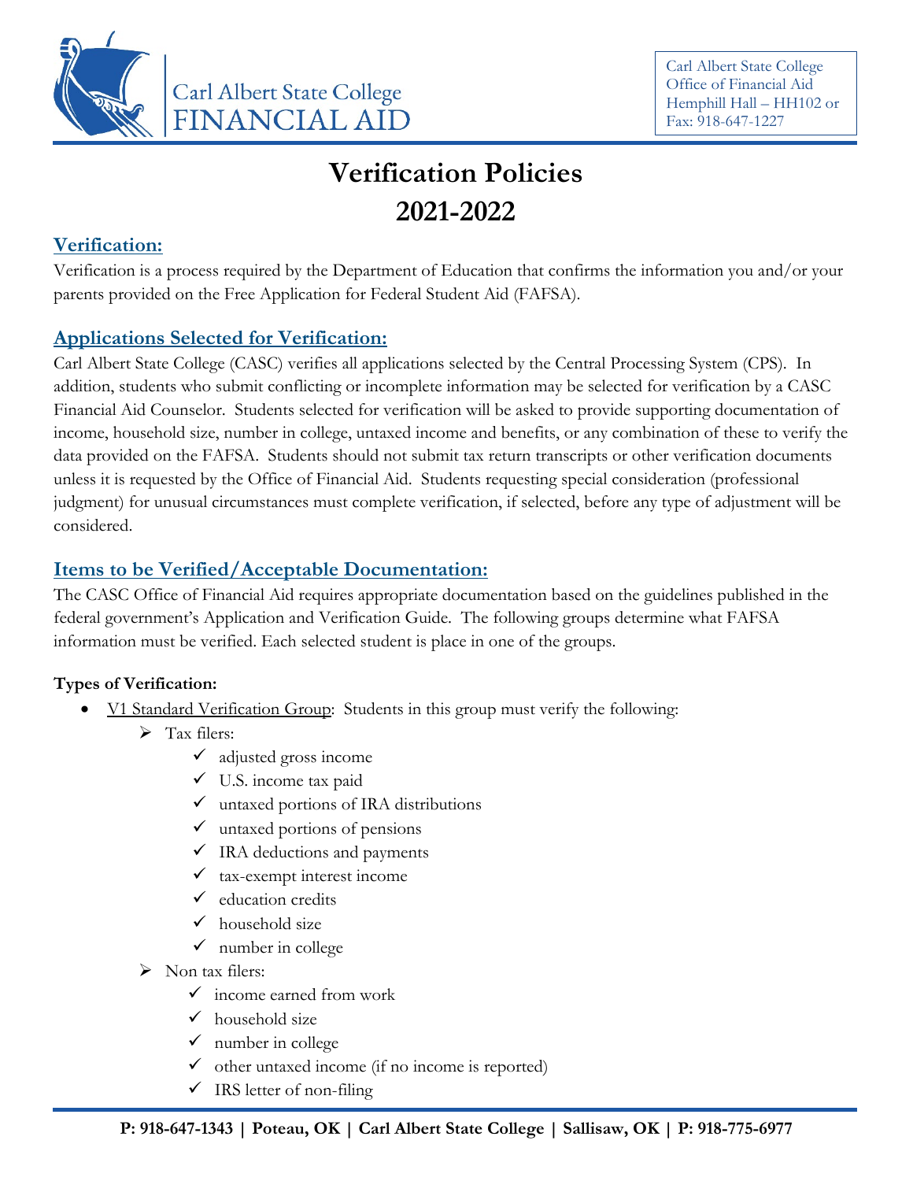Carl Albert State College
FINANCIAL AID

Carl Albert State College
Office of Financial Aid
Hemphill Hall – HH102 or
Fax: 918-647-1227

# Verification Policies
# 2021-2022

## Verification:

Verification is a process required by the Department of Education that confirms the information you and/or your parents provided on the Free Application for Federal Student Aid (FAFSA).

## Applications Selected for Verification:

Carl Albert State College (CASC) verifies all applications selected by the Central Processing System (CPS). In addition, students who submit conflicting or incomplete information may be selected for verification by a CASC Financial Aid Counselor. Students selected for verification will be asked to provide supporting documentation of income, household size, number in college, untaxed income and benefits, or any combination of these to verify the data provided on the FAFSA. Students should not submit tax return transcripts or other verification documents unless it is requested by the Office of Financial Aid. Students requesting special consideration (professional judgment) for unusual circumstances must complete verification, if selected, before any type of adjustment will be considered.

## Items to be Verified/Acceptable Documentation:

The CASC Office of Financial Aid requires appropriate documentation based on the guidelines published in the federal government's Application and Verification Guide. The following groups determine what FAFSA information must be verified. Each selected student is place in one of the groups.

**Types of Verification:**

- V1 Standard Verification Group: Students in this group must verify the following:
  - Tax filers:
    - ✓ adjusted gross income
    - ✓ U.S. income tax paid
    - ✓ untaxed portions of IRA distributions
    - ✓ untaxed portions of pensions
    - ✓ IRA deductions and payments
    - ✓ tax-exempt interest income
    - ✓ education credits
    - ✓ household size
    - ✓ number in college
  - Non tax filers:
    - ✓ income earned from work
    - ✓ household size
    - ✓ number in college
    - ✓ other untaxed income (if no income is reported)
    - ✓ IRS letter of non-filing

P: 918-647-1343 | Poteau, OK | Carl Albert State College | Sallisaw, OK | P: 918-775-6977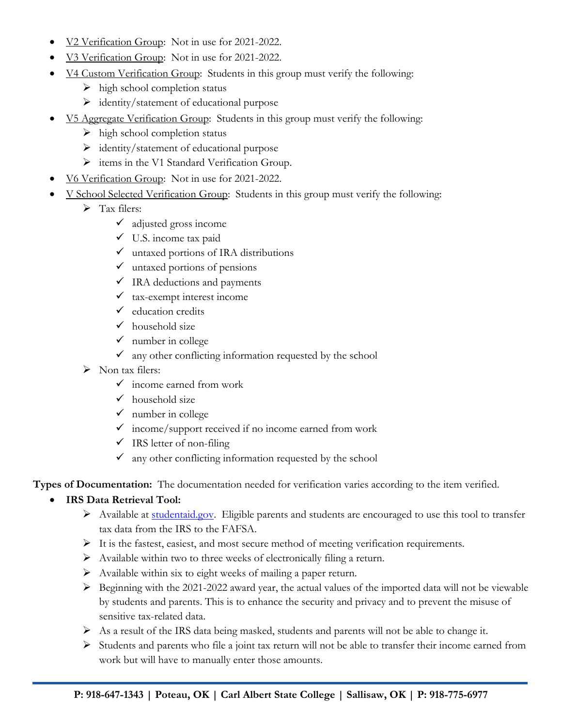- V2 Verification Group: Not in use for 2021-2022.
- V3 Verification Group: Not in use for 2021-2022.
- V4 Custom Verification Group: Students in this group must verify the following:
  - high school completion status
  - identity/statement of educational purpose
- V5 Aggregate Verification Group: Students in this group must verify the following:
  - high school completion status
  - identity/statement of educational purpose
  - items in the V1 Standard Verification Group.
- V6 Verification Group: Not in use for 2021-2022.
- V School Selected Verification Group: Students in this group must verify the following:
  - Tax filers:
    - ✓ adjusted gross income
    - ✓ U.S. income tax paid
    - ✓ untaxed portions of IRA distributions
    - ✓ untaxed portions of pensions
    - ✓ IRA deductions and payments
    - ✓ tax-exempt interest income
    - ✓ education credits
    - ✓ household size
    - ✓ number in college
    - ✓ any other conflicting information requested by the school
  - Non tax filers:
    - ✓ income earned from work
    - ✓ household size
    - ✓ number in college
    - ✓ income/support received if no income earned from work
    - ✓ IRS letter of non-filing
    - ✓ any other conflicting information requested by the school

**Types of Documentation:** The documentation needed for verification varies according to the item verified.

- **IRS Data Retrieval Tool:**
  - Available at [studentaid.gov](studentaid.gov). Eligible parents and students are encouraged to use this tool to transfer tax data from the IRS to the FAFSA.
  - It is the fastest, easiest, and most secure method of meeting verification requirements.
  - Available within two to three weeks of electronically filing a return.
  - Available within six to eight weeks of mailing a paper return.
  - Beginning with the 2021-2022 award year, the actual values of the imported data will not be viewable by students and parents. This is to enhance the security and privacy and to prevent the misuse of sensitive tax-related data.
  - As a result of the IRS data being masked, students and parents will not be able to change it.
  - Students and parents who file a joint tax return will not be able to transfer their income earned from work but will have to manually enter those amounts.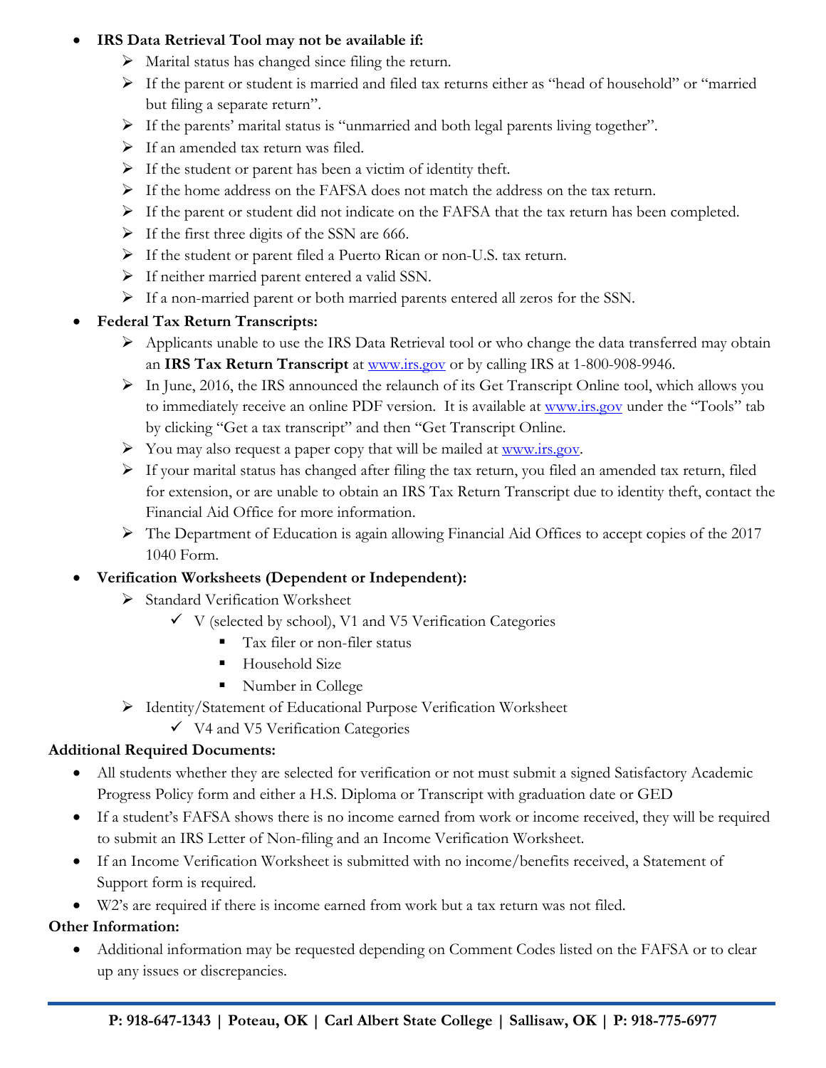- **IRS Data Retrieval Tool may not be available if:**
  - Marital status has changed since filing the return.
  - If the parent or student is married and filed tax returns either as "head of household" or "married but filing a separate return".
  - If the parents' marital status is "unmarried and both legal parents living together".
  - If an amended tax return was filed.
  - If the student or parent has been a victim of identity theft.
  - If the home address on the FAFSA does not match the address on the tax return.
  - If the parent or student did not indicate on the FAFSA that the tax return has been completed.
  - If the first three digits of the SSN are 666.
  - If the student or parent filed a Puerto Rican or non-U.S. tax return.
  - If neither married parent entered a valid SSN.
  - If a non-married parent or both married parents entered all zeros for the SSN.
- **Federal Tax Return Transcripts:**
  - Applicants unable to use the IRS Data Retrieval tool or who change the data transferred may obtain an **IRS Tax Return Transcript** at [www.irs.gov](http://www.irs.gov) or by calling IRS at 1-800-908-9946.
  - In June, 2016, the IRS announced the relaunch of its Get Transcript Online tool, which allows you to immediately receive an online PDF version. It is available at [www.irs.gov](http://www.irs.gov) under the "Tools" tab by clicking "Get a tax transcript" and then "Get Transcript Online.
  - You may also request a paper copy that will be mailed at [www.irs.gov](http://www.irs.gov).
  - If your marital status has changed after filing the tax return, you filed an amended tax return, filed for extension, or are unable to obtain an IRS Tax Return Transcript due to identity theft, contact the Financial Aid Office for more information.
  - The Department of Education is again allowing Financial Aid Offices to accept copies of the 2017 1040 Form.
- **Verification Worksheets (Dependent or Independent):**
  - Standard Verification Worksheet
    - ✓ V (selected by school), V1 and V5 Verification Categories
      - Tax filer or non-filer status
      - Household Size
      - Number in College
  - Identity/Statement of Educational Purpose Verification Worksheet
    - ✓ V4 and V5 Verification Categories

**Additional Required Documents:**

- All students whether they are selected for verification or not must submit a signed Satisfactory Academic Progress Policy form and either a H.S. Diploma or Transcript with graduation date or GED
- If a student's FAFSA shows there is no income earned from work or income received, they will be required to submit an IRS Letter of Non-filing and an Income Verification Worksheet.
- If an Income Verification Worksheet is submitted with no income/benefits received, a Statement of Support form is required.
- W2's are required if there is income earned from work but a tax return was not filed.

**Other Information:**

- Additional information may be requested depending on Comment Codes listed on the FAFSA or to clear up any issues or discrepancies.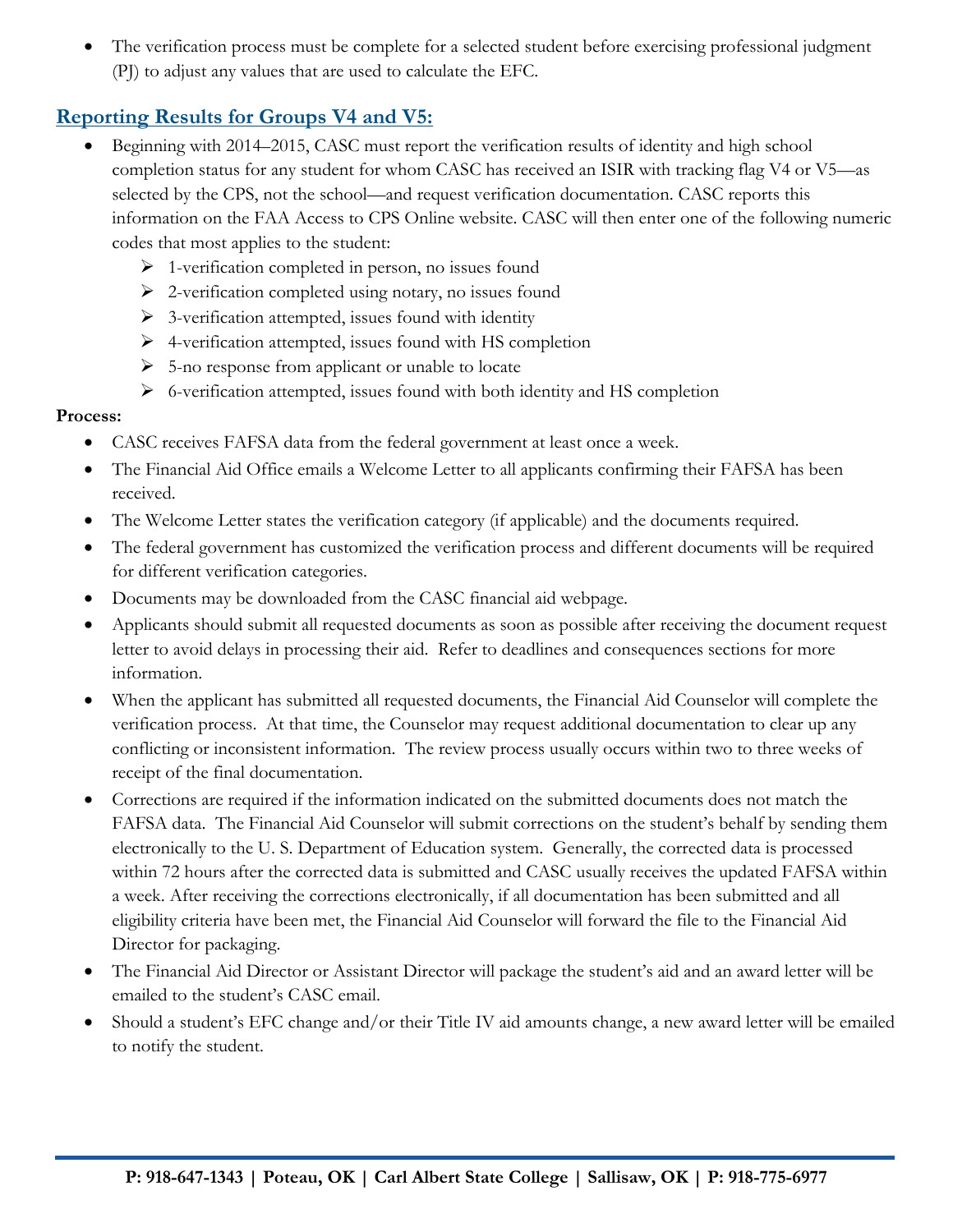- The verification process must be complete for a selected student before exercising professional judgment (PJ) to adjust any values that are used to calculate the EFC.

## Reporting Results for Groups V4 and V5:

- Beginning with 2014–2015, CASC must report the verification results of identity and high school completion status for any student for whom CASC has received an ISIR with tracking flag V4 or V5—as selected by the CPS, not the school—and request verification documentation. CASC reports this information on the FAA Access to CPS Online website. CASC will then enter one of the following numeric codes that most applies to the student:
    - 1-verification completed in person, no issues found
    - 2-verification completed using notary, no issues found
    - 3-verification attempted, issues found with identity
    - 4-verification attempted, issues found with HS completion
    - 5-no response from applicant or unable to locate
    - 6-verification attempted, issues found with both identity and HS completion

**Process:**

- CASC receives FAFSA data from the federal government at least once a week.
- The Financial Aid Office emails a Welcome Letter to all applicants confirming their FAFSA has been received.
- The Welcome Letter states the verification category (if applicable) and the documents required.
- The federal government has customized the verification process and different documents will be required for different verification categories.
- Documents may be downloaded from the CASC financial aid webpage.
- Applicants should submit all requested documents as soon as possible after receiving the document request letter to avoid delays in processing their aid. Refer to deadlines and consequences sections for more information.
- When the applicant has submitted all requested documents, the Financial Aid Counselor will complete the verification process. At that time, the Counselor may request additional documentation to clear up any conflicting or inconsistent information. The review process usually occurs within two to three weeks of receipt of the final documentation.
- Corrections are required if the information indicated on the submitted documents does not match the FAFSA data. The Financial Aid Counselor will submit corrections on the student's behalf by sending them electronically to the U. S. Department of Education system. Generally, the corrected data is processed within 72 hours after the corrected data is submitted and CASC usually receives the updated FAFSA within a week. After receiving the corrections electronically, if all documentation has been submitted and all eligibility criteria have been met, the Financial Aid Counselor will forward the file to the Financial Aid Director for packaging.
- The Financial Aid Director or Assistant Director will package the student's aid and an award letter will be emailed to the student's CASC email.
- Should a student's EFC change and/or their Title IV aid amounts change, a new award letter will be emailed to notify the student.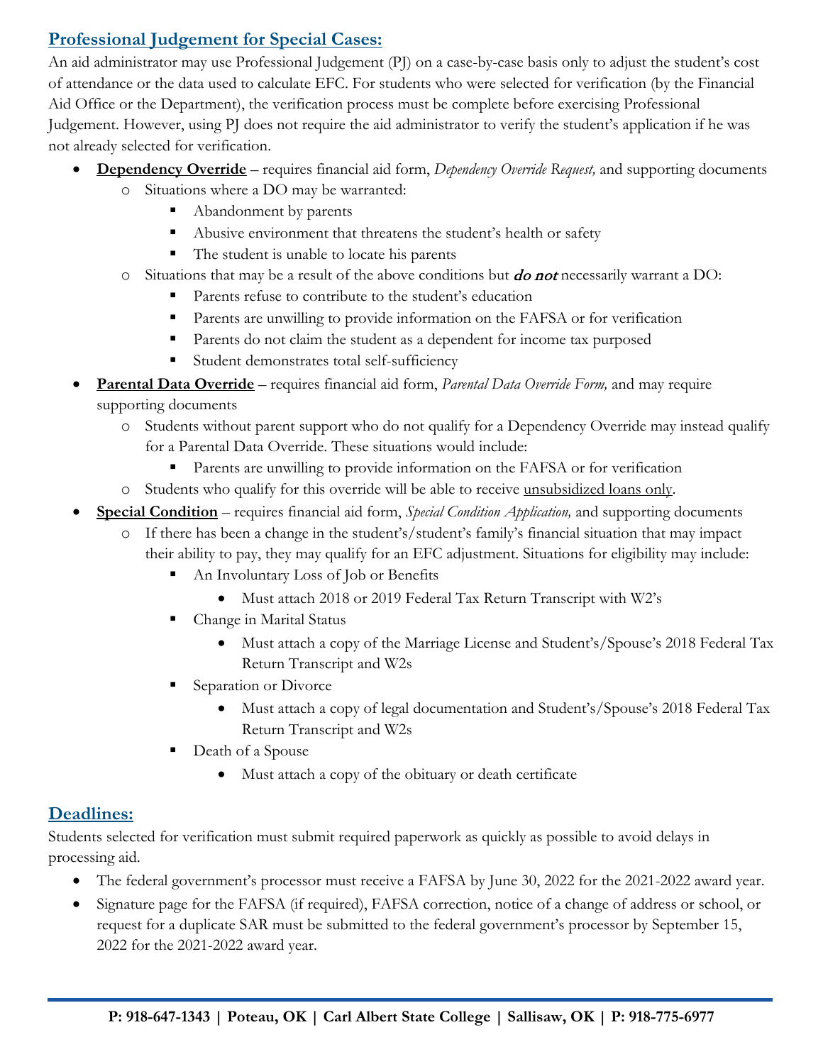## **Professional Judgement for Special Cases:**

An aid administrator may use Professional Judgement (PJ) on a case-by-case basis only to adjust the student's cost of attendance or the data used to calculate EFC. For students who were selected for verification (by the Financial Aid Office or the Department), the verification process must be complete before exercising Professional Judgement. However, using PJ does not require the aid administrator to verify the student's application if he was not already selected for verification.

- **Dependency Override** – requires financial aid form, *Dependency Override Request,* and supporting documents
  - Situations where a DO may be warranted:
    - Abandonment by parents
    - Abusive environment that threatens the student's health or safety
    - The student is unable to locate his parents
  - Situations that may be a result of the above conditions but ***do not*** necessarily warrant a DO:
    - Parents refuse to contribute to the student's education
    - Parents are unwilling to provide information on the FAFSA or for verification
    - Parents do not claim the student as a dependent for income tax purposed
    - Student demonstrates total self-sufficiency
- **Parental Data Override** – requires financial aid form, *Parental Data Override Form,* and may require supporting documents
  - Students without parent support who do not qualify for a Dependency Override may instead qualify for a Parental Data Override. These situations would include:
    - Parents are unwilling to provide information on the FAFSA or for verification
  - Students who qualify for this override will be able to receive unsubsidized loans only.
- **Special Condition** – requires financial aid form, *Special Condition Application,* and supporting documents
  - If there has been a change in the student's/student's family's financial situation that may impact their ability to pay, they may qualify for an EFC adjustment. Situations for eligibility may include:
    - An Involuntary Loss of Job or Benefits
      - Must attach 2018 or 2019 Federal Tax Return Transcript with W2's
    - Change in Marital Status
      - Must attach a copy of the Marriage License and Student's/Spouse's 2018 Federal Tax Return Transcript and W2s
    - Separation or Divorce
      - Must attach a copy of legal documentation and Student's/Spouse's 2018 Federal Tax Return Transcript and W2s
    - Death of a Spouse
      - Must attach a copy of the obituary or death certificate

## **Deadlines:**

Students selected for verification must submit required paperwork as quickly as possible to avoid delays in processing aid.

- The federal government's processor must receive a FAFSA by June 30, 2022 for the 2021-2022 award year.
- Signature page for the FAFSA (if required), FAFSA correction, notice of a change of address or school, or request for a duplicate SAR must be submitted to the federal government's processor by September 15, 2022 for the 2021-2022 award year.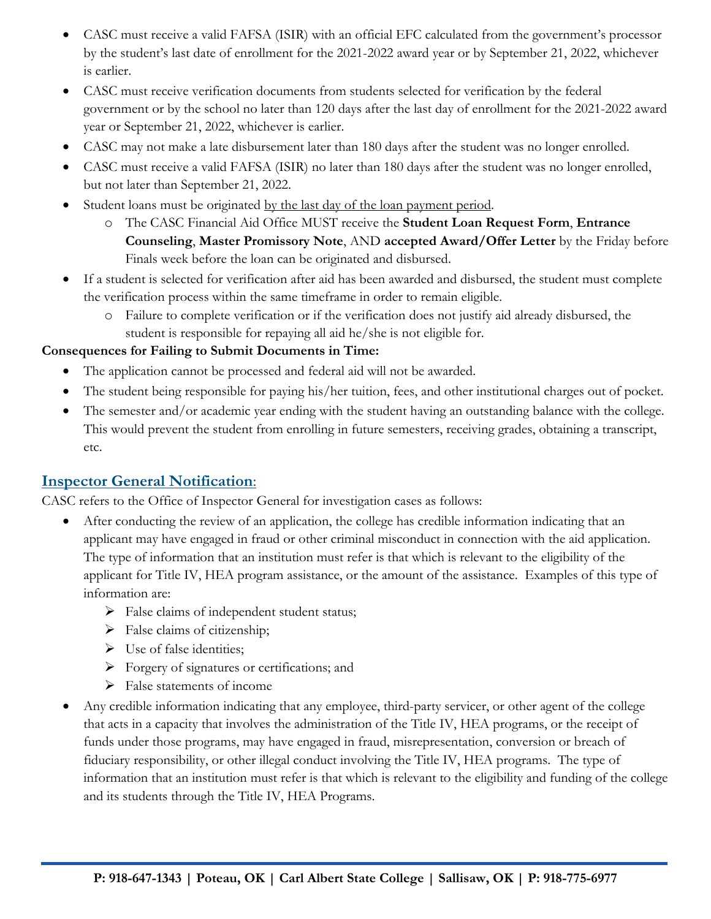- CASC must receive a valid FAFSA (ISIR) with an official EFC calculated from the government's processor by the student's last date of enrollment for the 2021-2022 award year or by September 21, 2022, whichever is earlier.
- CASC must receive verification documents from students selected for verification by the federal government or by the school no later than 120 days after the last day of enrollment for the 2021-2022 award year or September 21, 2022, whichever is earlier.
- CASC may not make a late disbursement later than 180 days after the student was no longer enrolled.
- CASC must receive a valid FAFSA (ISIR) no later than 180 days after the student was no longer enrolled, but not later than September 21, 2022.
- Student loans must be originated by the last day of the loan payment period.
  - The CASC Financial Aid Office MUST receive the **Student Loan Request Form**, **Entrance Counseling**, **Master Promissory Note**, AND **accepted Award/Offer Letter** by the Friday before Finals week before the loan can be originated and disbursed.
- If a student is selected for verification after aid has been awarded and disbursed, the student must complete the verification process within the same timeframe in order to remain eligible.
  - Failure to complete verification or if the verification does not justify aid already disbursed, the student is responsible for repaying all aid he/she is not eligible for.

**Consequences for Failing to Submit Documents in Time:**

- The application cannot be processed and federal aid will not be awarded.
- The student being responsible for paying his/her tuition, fees, and other institutional charges out of pocket.
- The semester and/or academic year ending with the student having an outstanding balance with the college. This would prevent the student from enrolling in future semesters, receiving grades, obtaining a transcript, etc.

## Inspector General Notification:

CASC refers to the Office of Inspector General for investigation cases as follows:

- After conducting the review of an application, the college has credible information indicating that an applicant may have engaged in fraud or other criminal misconduct in connection with the aid application. The type of information that an institution must refer is that which is relevant to the eligibility of the applicant for Title IV, HEA program assistance, or the amount of the assistance. Examples of this type of information are:
  - False claims of independent student status;
  - False claims of citizenship;
  - Use of false identities;
  - Forgery of signatures or certifications; and
  - False statements of income
- Any credible information indicating that any employee, third-party servicer, or other agent of the college that acts in a capacity that involves the administration of the Title IV, HEA programs, or the receipt of funds under those programs, may have engaged in fraud, misrepresentation, conversion or breach of fiduciary responsibility, or other illegal conduct involving the Title IV, HEA programs. The type of information that an institution must refer is that which is relevant to the eligibility and funding of the college and its students through the Title IV, HEA Programs.